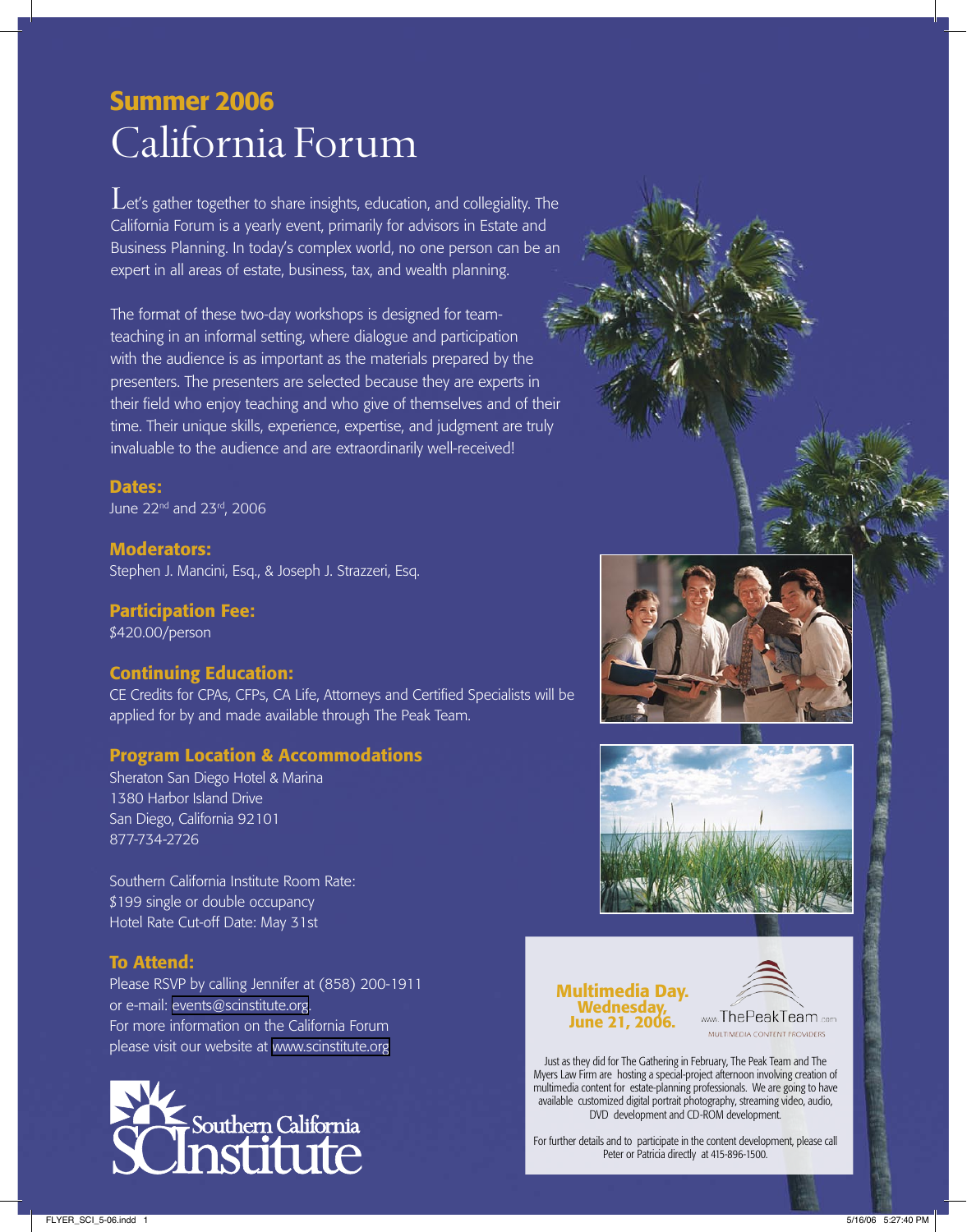# Summer 2006
# California Forum

Let's gather together to share insights, education, and collegiality. The California Forum is a yearly event, primarily for advisors in Estate and Business Planning. In today's complex world, no one person can be an expert in all areas of estate, business, tax, and wealth planning.

The format of these two-day workshops is designed for team-teaching in an informal setting, where dialogue and participation with the audience is as important as the materials prepared by the presenters. The presenters are selected because they are experts in their field who enjoy teaching and who give of themselves and of their time. Their unique skills, experience, expertise, and judgment are truly invaluable to the audience and are extraordinarily well-received!

## Dates:

June 22nd and 23rd, 2006

## Moderators:

Stephen J. Mancini, Esq., & Joseph J. Strazzeri, Esq.

## Participation Fee:

$420.00/person

## Continuing Education:

CE Credits for CPAs, CFPs, CA Life, Attorneys and Certified Specialists will be applied for by and made available through The Peak Team.

## Program Location & Accommodations

Sheraton San Diego Hotel & Marina
1380 Harbor Island Drive
San Diego, California 92101
877-734-2726

Southern California Institute Room Rate:
$199 single or double occupancy
Hotel Rate Cut-off Date: May 31st

## To Attend:

Please RSVP by calling Jennifer at (858) 200-1911 or e-mail: events@scinstitute.org.
For more information on the California Forum please visit our website at www.scinstitute.org

Southern California SCInstitute

**Multimedia Day.**
**Wednesday, June 21, 2006.**

www.ThePeakTeam.com
MULTIMEDIA CONTENT PROVIDERS

Just as they did for The Gathering in February, The Peak Team and The Myers Law Firm are hosting a special-project afternoon involving creation of multimedia content for estate-planning professionals. We are going to have available customized digital portrait photography, streaming video, audio, DVD development and CD-ROM development.

For further details and to participate in the content development, please call Peter or Patricia directly at 415-896-1500.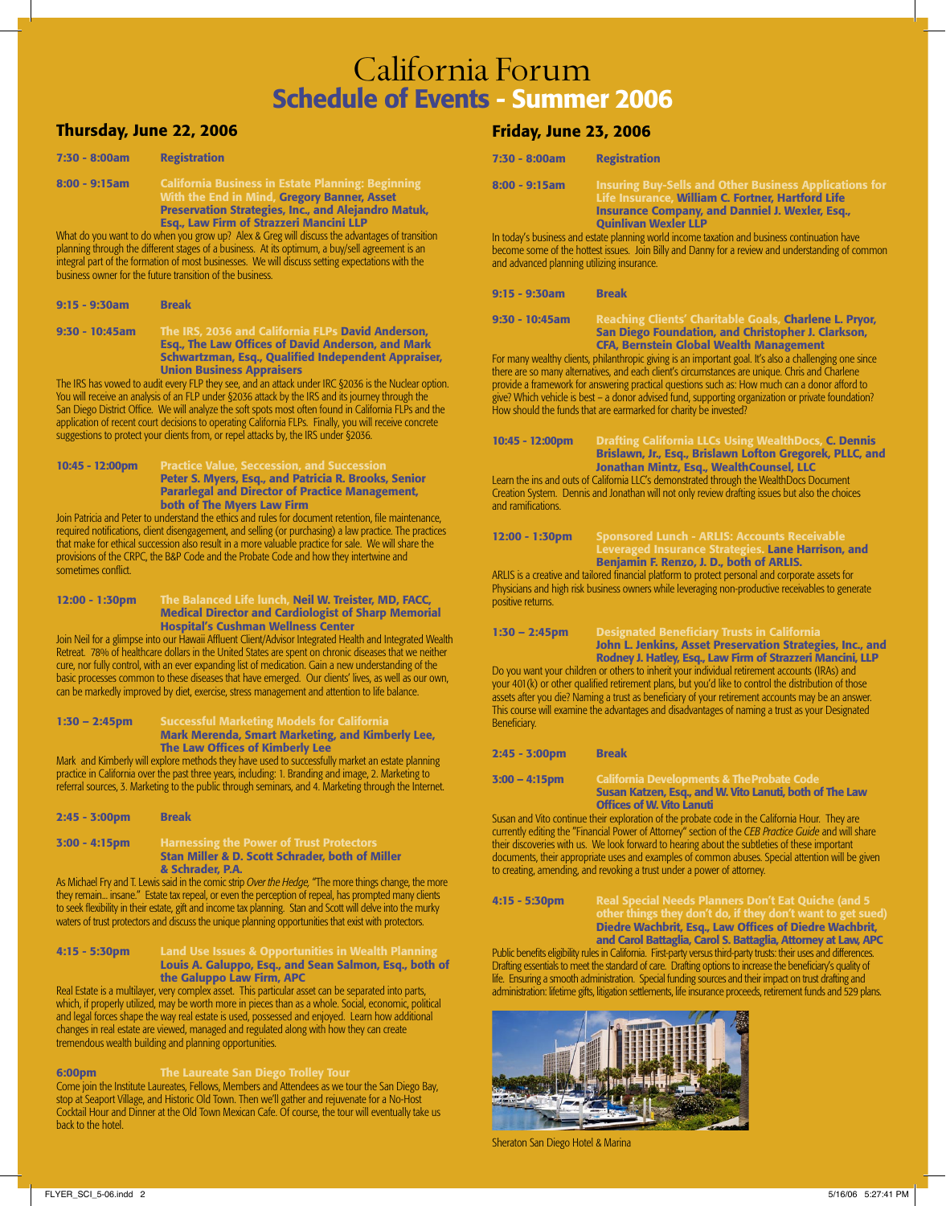# California Forum

## Schedule of Events - Summer 2006

### Thursday, June 22, 2006

**7:30 - 8:00am** **Registration**

**8:00 - 9:15am** **California Business in Estate Planning: Beginning With the End in Mind, Gregory Banner, Asset Preservation Strategies, Inc., and Alejandro Matuk, Esq., Law Firm of Strazzeri Mancini LLP**

What do you want to do when you grow up? Alex & Greg will discuss the advantages of transition planning through the different stages of a business. At its optimum, a buy/sell agreement is an integral part of the formation of most businesses. We will discuss setting expectations with the business owner for the future transition of the business.

**9:15 - 9:30am** **Break**

**9:30 - 10:45am** **The IRS, 2036 and California FLPs David Anderson, Esq., The Law Offices of David Anderson, and Mark Schwartzman, Esq., Qualified Independent Appraiser, Union Business Appraisers**

The IRS has vowed to audit every FLP they see, and an attack under IRC §2036 is the Nuclear option. You will receive an analysis of an FLP under §2036 attack by the IRS and its journey through the San Diego District Office. We will analyze the soft spots most often found in California FLPs and the application of recent court decisions to operating California FLPs. Finally, you will receive concrete suggestions to protect your clients from, or repel attacks by, the IRS under §2036.

**10:45 - 12:00pm** **Practice Value, Seccession, and Succession Peter S. Myers, Esq., and Patricia R. Brooks, Senior Pararlegal and Director of Practice Management, both of The Myers Law Firm**

Join Patricia and Peter to understand the ethics and rules for document retention, file maintenance, required notifications, client disengagement, and selling (or purchasing) a law practice. The practices that make for ethical succession also result in a more valuable practice for sale. We will share the provisions of the CRPC, the B&P Code and the Probate Code and how they intertwine and sometimes conflict.

**12:00 - 1:30pm** **The Balanced Life lunch, Neil W. Treister, MD, FACC, Medical Director and Cardiologist of Sharp Memorial Hospital's Cushman Wellness Center**

Join Neil for a glimpse into our Hawaii Affluent Client/Advisor Integrated Health and Integrated Wealth Retreat. 78% of healthcare dollars in the United States are spent on chronic diseases that we neither cure, nor fully control, with an ever expanding list of medication. Gain a new understanding of the basic processes common to these diseases that have emerged. Our clients' lives, as well as our own, can be markedly improved by diet, exercise, stress management and attention to life balance.

**1:30 – 2:45pm** **Successful Marketing Models for California Mark Merenda, Smart Marketing, and Kimberly Lee, The Law Offices of Kimberly Lee**

Mark and Kimberly will explore methods they have used to successfully market an estate planning practice in California over the past three years, including: 1. Branding and image, 2. Marketing to referral sources, 3. Marketing to the public through seminars, and 4. Marketing through the Internet.

**2:45 - 3:00pm** **Break**

**3:00 - 4:15pm** **Harnessing the Power of Trust Protectors Stan Miller & D. Scott Schrader, both of Miller & Schrader, P.A.**

As Michael Fry and T. Lewis said in the comic strip *Over the Hedge*, "The more things change, the more they remain... insane." Estate tax repeal, or even the perception of repeal, has prompted many clients to seek flexibility in their estate, gift and income tax planning. Stan and Scott will delve into the murky waters of trust protectors and discuss the unique planning opportunities that exist with protectors.

**4:15 - 5:30pm** **Land Use Issues & Opportunities in Wealth Planning Louis A. Galuppo, Esq., and Sean Salmon, Esq., both of the Galuppo Law Firm, APC**

Real Estate is a multilayer, very complex asset. This particular asset can be separated into parts, which, if properly utilized, may be worth more in pieces than as a whole. Social, economic, political and legal forces shape the way real estate is used, possessed and enjoyed. Learn how additional changes in real estate are viewed, managed and regulated along with how they can create tremendous wealth building and planning opportunities.

**6:00pm** **The Laureate San Diego Trolley Tour**

Come join the Institute Laureates, Fellows, Members and Attendees as we tour the San Diego Bay, stop at Seaport Village, and Historic Old Town. Then we'll gather and rejuvenate for a No-Host Cocktail Hour and Dinner at the Old Town Mexican Cafe. Of course, the tour will eventually take us back to the hotel.

### Friday, June 23, 2006

**7:30 - 8:00am** **Registration**

**8:00 - 9:15am** **Insuring Buy-Sells and Other Business Applications for Life Insurance, William C. Fortner, Hartford Life Insurance Company, and Danniel J. Wexler, Esq., Quinlivan Wexler LLP**

In today's business and estate planning world income taxation and business continuation have become some of the hottest issues. Join Billy and Danny for a review and understanding of common and advanced planning utilizing insurance.

**9:15 - 9:30am** **Break**

**9:30 - 10:45am** **Reaching Clients' Charitable Goals, Charlene L. Pryor, San Diego Foundation, and Christopher J. Clarkson, CFA, Bernstein Global Wealth Management**

For many wealthy clients, philanthropic giving is an important goal. It's also a challenging one since there are so many alternatives, and each client's circumstances are unique. Chris and Charlene provide a framework for answering practical questions such as: How much can a donor afford to give? Which vehicle is best – a donor advised fund, supporting organization or private foundation? How should the funds that are earmarked for charity be invested?

**10:45 - 12:00pm** **Drafting California LLCs Using WealthDocs, C. Dennis Brislawn, Jr., Esq., Brislawn Lofton Gregorek, PLLC, and Jonathan Mintz, Esq., WealthCounsel, LLC**

Learn the ins and outs of California LLC's demonstrated through the WealthDocs Document Creation System. Dennis and Jonathan will not only review drafting issues but also the choices and ramifications.

**12:00 - 1:30pm** **Sponsored Lunch - ARLIS: Accounts Receivable Leveraged Insurance Strategies. Lane Harrison, and Benjamin F. Renzo, J. D., both of ARLIS.**

ARLIS is a creative and tailored financial platform to protect personal and corporate assets for Physicians and high risk business owners while leveraging non-productive receivables to generate positive returns.

**1:30 – 2:45pm** **Designated Beneficiary Trusts in California John L. Jenkins, Asset Preservation Strategies, Inc., and Rodney J. Hatley, Esq., Law Firm of Strazzeri Mancini, LLP**

Do you want your children or others to inherit your individual retirement accounts (IRAs) and your 401(k) or other qualified retirement plans, but you'd like to control the distribution of those assets after you die? Naming a trust as beneficiary of your retirement accounts may be an answer. This course will examine the advantages and disadvantages of naming a trust as your Designated Beneficiary.

**2:45 - 3:00pm** **Break**

**3:00 – 4:15pm** **California Developments & The Probate Code Susan Katzen, Esq., and W. Vito Lanuti, both of The Law Offices of W. Vito Lanuti**

Susan and Vito continue their exploration of the probate code in the California Hour. They are currently editing the "Financial Power of Attorney" section of the *CEB Practice Guide* and will share their discoveries with us. We look forward to hearing about the subtleties of these important documents, their appropriate uses and examples of common abuses. Special attention will be given to creating, amending, and revoking a trust under a power of attorney.

**4:15 - 5:30pm** **Real Special Needs Planners Don't Eat Quiche (and 5 other things they don't do, if they don't want to get sued) Diedre Wachbrit, Esq., Law Offices of Diedre Wachbrit, and Carol Battaglia, Carol S. Battaglia, Attorney at Law, APC**

Public benefits eligibility rules in California. First-party versus third-party trusts: their uses and differences. Drafting essentials to meet the standard of care. Drafting options to increase the beneficiary's quality of life. Ensuring a smooth administration. Special funding sources and their impact on trust drafting and administration: lifetime gifts, litigation settlements, life insurance proceeds, retirement funds and 529 plans.

Sheraton San Diego Hotel & Marina